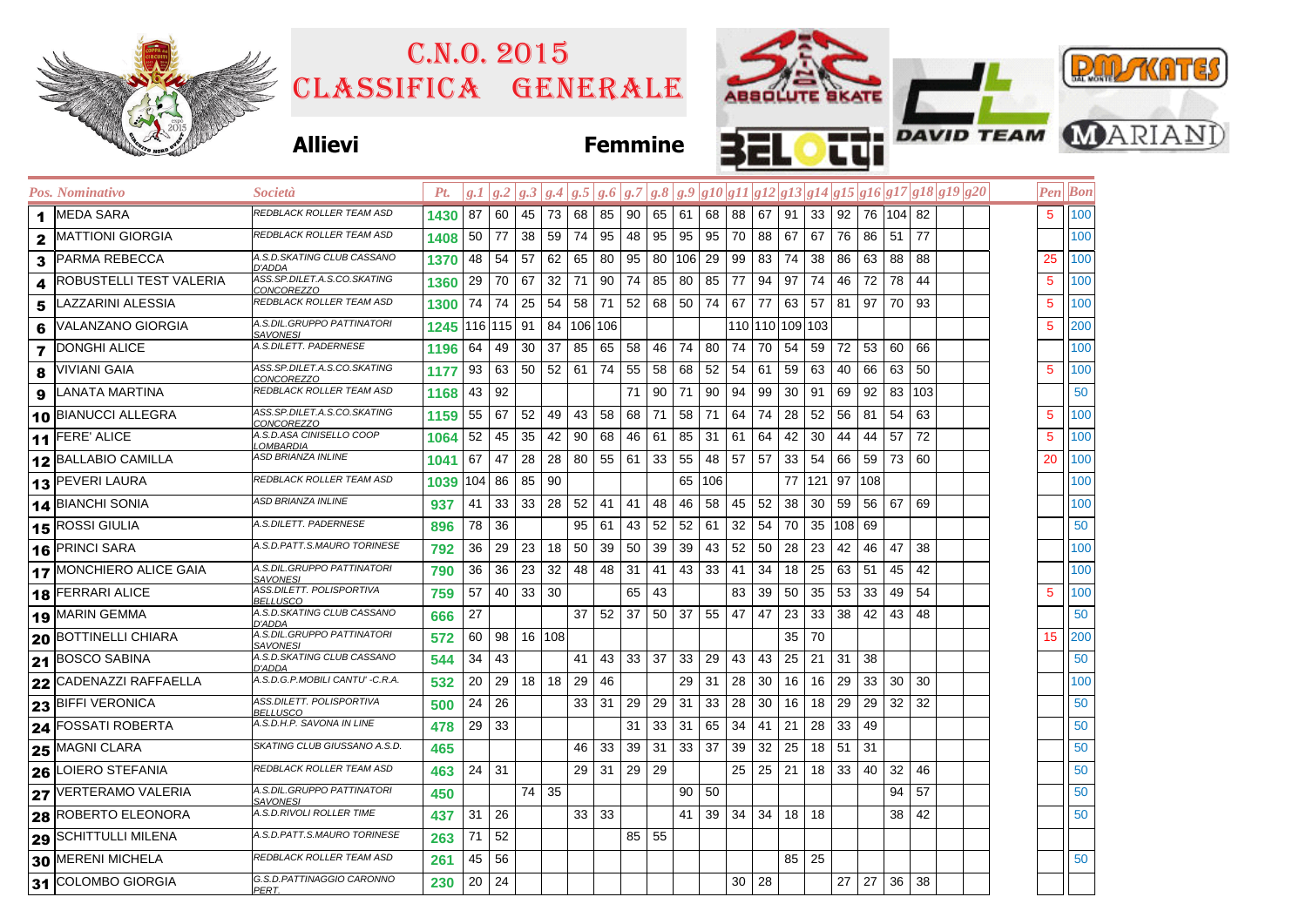# C.N.O. 2015
# CLASSIFICA GENERALE

**Allievi** **Femmine**

| Pos. | Nominativo | Società | Pt. | g.1 | g.2 | g.3 | g.4 | g.5 | g.6 | g.7 | g.8 | g.9 | g10 | g11 | g12 | g13 | g14 | g15 | g16 | g17 | g18 | g19 | g20 | Pen | Bon |
|---|---|---|---|---|---|---|---|---|---|---|---|---|---|---|---|---|---|---|---|---|---|---|---|---|---|
| 1 | MEDA SARA | REDBLACK ROLLER TEAM ASD | 1430 | 87 | 60 | 45 | 73 | 68 | 85 | 90 | 65 | 61 | 68 | 88 | 67 | 91 | 33 | 92 | 76 | 104 | 82 | | | 5 | 100 |
| 2 | MATTIONI GIORGIA | REDBLACK ROLLER TEAM ASD | 1408 | 50 | 77 | 38 | 59 | 74 | 95 | 48 | 95 | 95 | 95 | 70 | 88 | 67 | 67 | 76 | 86 | 51 | 77 | | | | 100 |
| 3 | PARMA REBECCA | A.S.D.SKATING CLUB CASSANO D'ADDA | 1370 | 48 | 54 | 57 | 62 | 65 | 80 | 95 | 80 | 106 | 29 | 99 | 83 | 74 | 38 | 86 | 63 | 88 | 88 | | | 25 | 100 |
| 4 | ROBUSTELLI TEST VALERIA | ASS.SP.DILET.A.S.CO.SKATING CONCOREZZO | 1360 | 29 | 70 | 67 | 32 | 71 | 90 | 74 | 85 | 80 | 85 | 77 | 94 | 97 | 74 | 46 | 72 | 78 | 44 | | | 5 | 100 |
| 5 | LAZZARINI ALESSIA | REDBLACK ROLLER TEAM ASD | 1300 | 74 | 74 | 25 | 54 | 58 | 71 | 52 | 68 | 50 | 74 | 67 | 77 | 63 | 57 | 81 | 97 | 70 | 93 | | | 5 | 100 |
| 6 | VALANZANO GIORGIA | A.S.DIL.GRUPPO PATTINATORI SAVONESI | 1245 | 116 | 115 | 91 | 84 | 106 | 106 | | | | | 110 | 110 | 109 | 103 | | | | | | | 5 | 200 |
| 7 | DONGHI ALICE | A.S.DILETT. PADERNESE | 1196 | 64 | 49 | 30 | 37 | 85 | 65 | 58 | 46 | 74 | 80 | 74 | 70 | 54 | 59 | 72 | 53 | 60 | 66 | | | | 100 |
| 8 | VIVIANI GAIA | ASS.SP.DILET.A.S.CO.SKATING CONCOREZZO | 1177 | 93 | 63 | 50 | 52 | 61 | 74 | 55 | 58 | 68 | 52 | 54 | 61 | 59 | 63 | 40 | 66 | 63 | 50 | | | 5 | 100 |
| 9 | LANATA MARTINA | REDBLACK ROLLER TEAM ASD | 1168 | 43 | 92 | | | | | 71 | 90 | 71 | 90 | 94 | 99 | 30 | 91 | 69 | 92 | 83 | 103 | | | | 50 |
| 10 | BIANUCCI ALLEGRA | ASS.SP.DILET.A.S.CO.SKATING CONCOREZZO | 1159 | 55 | 67 | 52 | 49 | 43 | 58 | 68 | 71 | 58 | 71 | 64 | 74 | 28 | 52 | 56 | 81 | 54 | 63 | | | 5 | 100 |
| 11 | FERE' ALICE | A.S.D.ASA CINISELLO COOP LOMBARDIA | 1064 | 52 | 45 | 35 | 42 | 90 | 68 | 46 | 61 | 85 | 31 | 61 | 64 | 42 | 30 | 44 | 44 | 57 | 72 | | | 5 | 100 |
| 12 | BALLABIO CAMILLA | ASD BRIANZA INLINE | 1041 | 67 | 47 | 28 | 28 | 80 | 55 | 61 | 33 | 55 | 48 | 57 | 57 | 33 | 54 | 66 | 59 | 73 | 60 | | | 20 | 100 |
| 13 | PEVERI LAURA | REDBLACK ROLLER TEAM ASD | 1039 | 104 | 86 | 85 | 90 | | | | | 65 | 106 | | | 77 | 121 | 97 | 108 | | | | | | 100 |
| 14 | BIANCHI SONIA | ASD BRIANZA INLINE | 937 | 41 | 33 | 33 | 28 | 52 | 41 | 41 | 48 | 46 | 58 | 45 | 52 | 38 | 30 | 59 | 56 | 67 | 69 | | | | 100 |
| 15 | ROSSI GIULIA | A.S.DILETT. PADERNESE | 896 | 78 | 36 | | | 95 | 61 | 43 | 52 | 52 | 61 | 32 | 54 | 70 | 35 | 108 | 69 | | | | | | 50 |
| 16 | PRINCI SARA | A.S.D.PATT.S.MAURO TORINESE | 792 | 36 | 29 | 23 | 18 | 50 | 39 | 50 | 39 | 39 | 43 | 52 | 50 | 28 | 23 | 42 | 46 | 47 | 38 | | | | 100 |
| 17 | MONCHIERO ALICE GAIA | A.S.DIL.GRUPPO PATTINATORI SAVONESI | 790 | 36 | 36 | 23 | 32 | 48 | 48 | 31 | 41 | 43 | 33 | 41 | 34 | 18 | 25 | 63 | 51 | 45 | 42 | | | | 100 |
| 18 | FERRARI ALICE | ASS.DILETT. POLISPORTIVA BELLUSCO | 759 | 57 | 40 | 33 | 30 | | | 65 | 43 | | | 83 | 39 | 50 | 35 | 53 | 33 | 49 | 54 | | | 5 | 100 |
| 19 | MARIN GEMMA | A.S.D.SKATING CLUB CASSANO D'ADDA | 666 | 27 | | | | 37 | 52 | 37 | 50 | 37 | 55 | 47 | 47 | 23 | 33 | 38 | 42 | 43 | 48 | | | | 50 |
| 20 | BOTTINELLI CHIARA | A.S.DIL.GRUPPO PATTINATORI SAVONESI | 572 | 60 | 98 | 16 | 108 | | | | | | | | | 35 | 70 | | | | | | | 15 | 200 |
| 21 | BOSCO SABINA | A.S.D.SKATING CLUB CASSANO D'ADDA | 544 | 34 | 43 | | | 41 | 43 | 33 | 37 | 33 | 29 | 43 | 43 | 25 | 21 | 31 | 38 | | | | | | 50 |
| 22 | CADENAZZI RAFFAELLA | A.S.D.G.P.MOBILI CANTU' -C.R.A. | 532 | 20 | 29 | 18 | 18 | 29 | 46 | | | 29 | 31 | 28 | 30 | 16 | 16 | 29 | 33 | 30 | 30 | | | | 100 |
| 23 | BIFFI VERONICA | ASS.DILETT. POLISPORTIVA BELLUSCO | 500 | 24 | 26 | | | 33 | 31 | 29 | 29 | 31 | 33 | 28 | 30 | 16 | 18 | 29 | 29 | 32 | 32 | | | | 50 |
| 24 | FOSSATI ROBERTA | A.S.D.H.P. SAVONA IN LINE | 478 | 29 | 33 | | | | | 31 | 33 | 31 | 65 | 34 | 41 | 21 | 28 | 33 | 49 | | | | | | 50 |
| 25 | MAGNI CLARA | SKATING CLUB GIUSSANO A.S.D. | 465 | | | | | 46 | 33 | 39 | 31 | 33 | 37 | 39 | 32 | 25 | 18 | 51 | 31 | | | | | | 50 |
| 26 | LOIERO STEFANIA | REDBLACK ROLLER TEAM ASD | 463 | 24 | 31 | | | 29 | 31 | 29 | 29 | | | 25 | 25 | 21 | 18 | 33 | 40 | 32 | 46 | | | | 50 |
| 27 | VERTERAMO VALERIA | A.S.DIL.GRUPPO PATTINATORI SAVONESI | 450 | | | 74 | 35 | | | | | 90 | 50 | | | | | | | 94 | 57 | | | | 50 |
| 28 | ROBERTO ELEONORA | A.S.D.RIVOLI ROLLER TIME | 437 | 31 | 26 | | | 33 | 33 | | | 41 | 39 | 34 | 34 | 18 | 18 | | | 38 | 42 | | | | 50 |
| 29 | SCHITTULLI MILENA | A.S.D.PATT.S.MAURO TORINESE | 263 | 71 | 52 | | | | | 85 | 55 | | | | | | | | | | | | | | |
| 30 | MERENI MICHELA | REDBLACK ROLLER TEAM ASD | 261 | 45 | 56 | | | | | | | | | | | 85 | 25 | | | | | | | | 50 |
| 31 | COLOMBO GIORGIA | G.S.D.PATTINAGGIO CARONNO PERT. | 230 | 20 | 24 | | | | | | | | | 30 | 28 | | | 27 | 27 | 36 | 38 | | | | |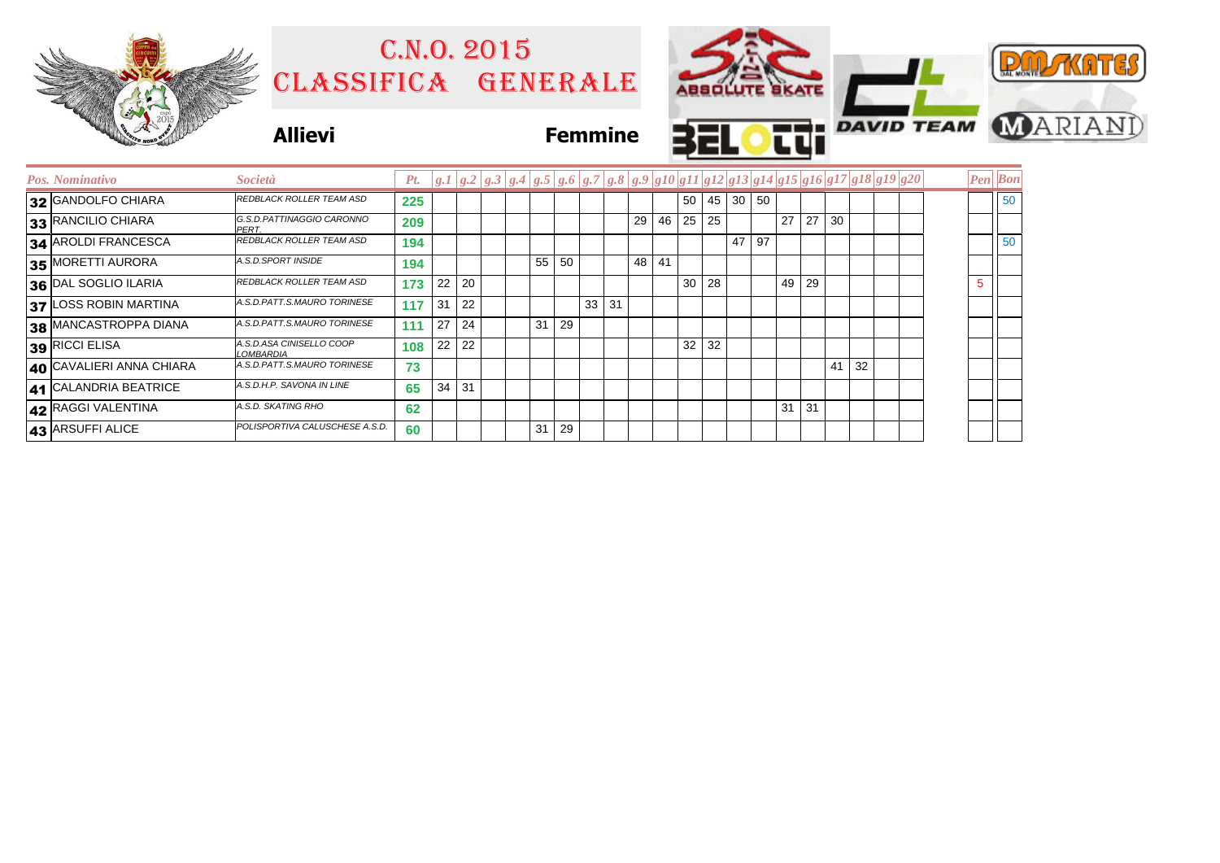# C.N.O. 2015
# CLASSIFICA GENERALE

**Allievi** **Femmine**

| Pos. | Nominativo | Società | Pt. | g.1 | g.2 | g.3 | g.4 | g.5 | g.6 | g.7 | g.8 | g.9 | g10 | g11 | g12 | g13 | g14 | g15 | g16 | g17 | g18 | g19 | g20 | Pen | Bon |
|---|---|---|---|---|---|---|---|---|---|---|---|---|---|---|---|---|---|---|---|---|---|---|---|---|---|
| 32 | GANDOLFO CHIARA | REDBLACK ROLLER TEAM ASD | 225 | | | | | | | | | | | 50 | 45 | 30 | 50 | | | | | | | | 50 |
| 33 | RANCILIO CHIARA | G.S.D.PATTINAGGIO CARONNO PERT. | 209 | | | | | | | | | 29 | 46 | 25 | 25 | | | 27 | 27 | 30 | | | | | |
| 34 | AROLDI FRANCESCA | REDBLACK ROLLER TEAM ASD | 194 | | | | | | | | | | | | | 47 | 97 | | | | | | | | 50 |
| 35 | MORETTI AURORA | A.S.D.SPORT INSIDE | 194 | | | | | 55 | 50 | | | 48 | 41 | | | | | | | | | | | | |
| 36 | DAL SOGLIO ILARIA | REDBLACK ROLLER TEAM ASD | 173 | 22 | 20 | | | | | | | | | 30 | 28 | | | 49 | 29 | | | | | 5 | |
| 37 | LOSS ROBIN MARTINA | A.S.D.PATT.S.MAURO TORINESE | 117 | 31 | 22 | | | | | 33 | 31 | | | | | | | | | | | | | | |
| 38 | MANCASTROPPA DIANA | A.S.D.PATT.S.MAURO TORINESE | 111 | 27 | 24 | | | 31 | 29 | | | | | | | | | | | | | | | | |
| 39 | RICCI ELISA | A.S.D.ASA CINISELLO COOP LOMBARDIA | 108 | 22 | 22 | | | | | | | | | 32 | 32 | | | | | | | | | | |
| 40 | CAVALIERI ANNA CHIARA | A.S.D.PATT.S.MAURO TORINESE | 73 | | | | | | | | | | | | | | | | | 41 | 32 | | | | |
| 41 | CALANDRIA BEATRICE | A.S.D.H.P. SAVONA IN LINE | 65 | 34 | 31 | | | | | | | | | | | | | | | | | | | | |
| 42 | RAGGI VALENTINA | A.S.D. SKATING RHO | 62 | | | | | | | | | | | | | | | 31 | 31 | | | | | | |
| 43 | ARSUFFI ALICE | POLISPORTIVA CALUSCHESE A.S.D. | 60 | | | | | 31 | 29 | | | | | | | | | | | | | | | | |